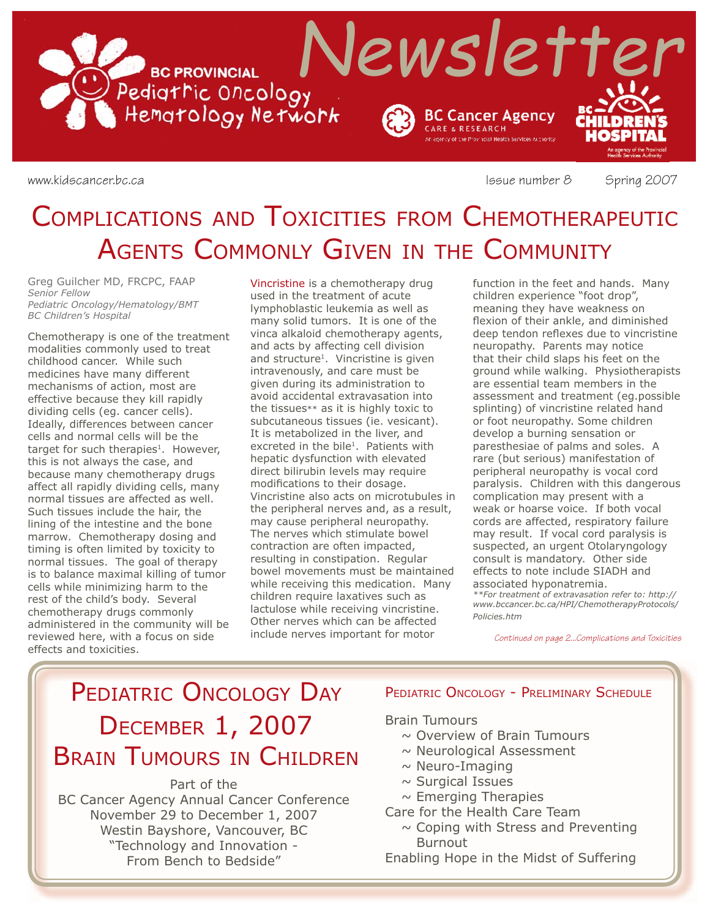# BC PROVINCIAL Pediatric Oncology Hematology Network Newsletter

BC Cancer Agency CARE & RESEARCH — An agency of the Provincial Health Services Authority

BC Children's Hospital — An agency of the Provincial Health Services Authority

www.kidscancer.bc.ca Issue number 8 Spring 2007

# Complications and Toxicities from Chemotherapeutic Agents Commonly Given in the Community

Greg Guilcher MD, FRCPC, FAAP
*Senior Fellow*
*Pediatric Oncology/Hematology/BMT*
*BC Children's Hospital*

Chemotherapy is one of the treatment modalities commonly used to treat childhood cancer. While such medicines have many different mechanisms of action, most are effective because they kill rapidly dividing cells (eg. cancer cells). Ideally, differences between cancer cells and normal cells will be the target for such therapies[1]. However, this is not always the case, and because many chemotherapy drugs affect all rapidly dividing cells, many normal tissues are affected as well. Such tissues include the hair, the lining of the intestine and the bone marrow. Chemotherapy dosing and timing is often limited by toxicity to normal tissues. The goal of therapy is to balance maximal killing of tumor cells while minimizing harm to the rest of the child's body. Several chemotherapy drugs commonly administered in the community will be reviewed here, with a focus on side effects and toxicities.

Vincristine is a chemotherapy drug used in the treatment of acute lymphoblastic leukemia as well as many solid tumors. It is one of the vinca alkaloid chemotherapy agents, and acts by affecting cell division and structure[1]. Vincristine is given intravenously, and care must be given during its administration to avoid accidental extravasation into the tissues** as it is highly toxic to subcutaneous tissues (ie. vesicant). It is metabolized in the liver, and excreted in the bile[1]. Patients with hepatic dysfunction with elevated direct bilirubin levels may require modifications to their dosage. Vincristine also acts on microtubules in the peripheral nerves and, as a result, may cause peripheral neuropathy. The nerves which stimulate bowel contraction are often impacted, resulting in constipation. Regular bowel movements must be maintained while receiving this medication. Many children require laxatives such as lactulose while receiving vincristine. Other nerves which can be affected include nerves important for motor function in the feet and hands. Many children experience "foot drop", meaning they have weakness on flexion of their ankle, and diminished deep tendon reflexes due to vincristine neuropathy. Parents may notice that their child slaps his feet on the ground while walking. Physiotherapists are essential team members in the assessment and treatment (eg.possible splinting) of vincristine related hand or foot neuropathy. Some children develop a burning sensation or paresthesiae of palms and soles. A rare (but serious) manifestation of peripheral neuropathy is vocal cord paralysis. Children with this dangerous complication may present with a weak or hoarse voice. If both vocal cords are affected, respiratory failure may result. If vocal cord paralysis is suspected, an urgent Otolaryngology consult is mandatory. Other side effects to note include SIADH and associated hyponatremia.

*\*\*For treatment of extravasation refer to: http://www.bccancer.bc.ca/HPI/ChemotherapyProtocols/Policies.htm*

*Continued on page 2...Complications and Toxicities*

---

## Pediatric Oncology Day December 1, 2007 Brain Tumours in Children

Part of the
BC Cancer Agency Annual Cancer Conference
November 29 to December 1, 2007
Westin Bayshore, Vancouver, BC
"Technology and Innovation - From Bench to Bedside"

### Pediatric Oncology - Preliminary Schedule

Brain Tumours
- ~ Overview of Brain Tumours
- ~ Neurological Assessment
- ~ Neuro-Imaging
- ~ Surgical Issues
- ~ Emerging Therapies

Care for the Health Care Team
- ~ Coping with Stress and Preventing Burnout

Enabling Hope in the Midst of Suffering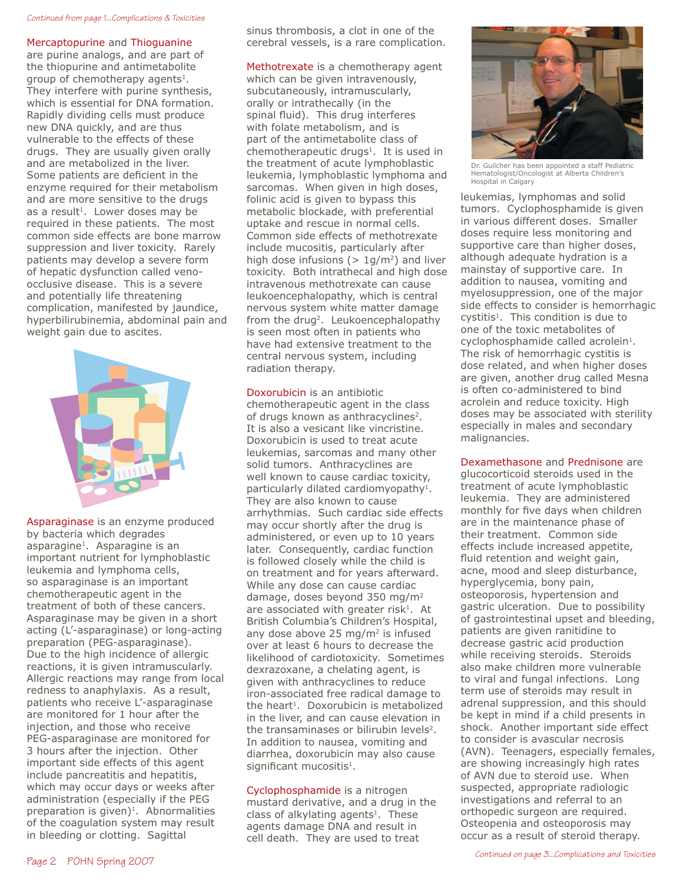*Continued from page 1...Complications & Toxicities*

**Mercaptopurine** and **Thioguanine** are purine analogs, and are part of the thiopurine and antimetabolite group of chemotherapy agents[1]. They interfere with purine synthesis, which is essential for DNA formation. Rapidly dividing cells must produce new DNA quickly, and are thus vulnerable to the effects of these drugs. They are usually given orally and are metabolized in the liver. Some patients are deficient in the enzyme required for their metabolism and are more sensitive to the drugs as a result[1]. Lower doses may be required in these patients. The most common side effects are bone marrow suppression and liver toxicity. Rarely patients may develop a severe form of hepatic dysfunction called veno-occlusive disease. This is a severe and potentially life threatening complication, manifested by jaundice, hyperbilirubinemia, abdominal pain and weight gain due to ascites.

**Asparaginase** is an enzyme produced by bacteria which degrades asparagine[1]. Asparagine is an important nutrient for lymphoblastic leukemia and lymphoma cells, so asparaginase is an important chemotherapeutic agent in the treatment of both of these cancers. Asparaginase may be given in a short acting (L'-asparaginase) or long-acting preparation (PEG-asparaginase). Due to the high incidence of allergic reactions, it is given intramuscularly. Allergic reactions may range from local redness to anaphylaxis. As a result, patients who receive L'-asparaginase are monitored for 1 hour after the injection, and those who receive PEG-asparaginase are monitored for 3 hours after the injection. Other important side effects of this agent include pancreatitis and hepatitis, which may occur days or weeks after administration (especially if the PEG preparation is given)[1]. Abnormalities of the coagulation system may result in bleeding or clotting. Sagittal sinus thrombosis, a clot in one of the cerebral vessels, is a rare complication.

**Methotrexate** is a chemotherapy agent which can be given intravenously, subcutaneously, intramuscularly, orally or intrathecally (in the spinal fluid). This drug interferes with folate metabolism, and is part of the antimetabolite class of chemotherapeutic drugs[1]. It is used in the treatment of acute lymphoblastic leukemia, lymphoblastic lymphoma and sarcomas. When given in high doses, folinic acid is given to bypass this metabolic blockade, with preferential uptake and rescue in normal cells. Common side effects of methotrexate include mucositis, particularly after high dose infusions (> 1g/m$^2$) and liver toxicity. Both intrathecal and high dose intravenous methotrexate can cause leukoencephalopathy, which is central nervous system white matter damage from the drug[2]. Leukoencephalopathy is seen most often in patients who have had extensive treatment to the central nervous system, including radiation therapy.

**Doxorubicin** is an antibiotic chemotherapeutic agent in the class of drugs known as anthracyclines[2]. It is also a vesicant like vincristine. Doxorubicin is used to treat acute leukemias, sarcomas and many other solid tumors. Anthracyclines are well known to cause cardiac toxicity, particularly dilated cardiomyopathy[1]. They are also known to cause arrhythmias. Such cardiac side effects may occur shortly after the drug is administered, or even up to 10 years later. Consequently, cardiac function is followed closely while the child is on treatment and for years afterward. While any dose can cause cardiac damage, doses beyond 350 mg/m$^2$ are associated with greater risk[1]. At British Columbia's Children's Hospital, any dose above 25 mg/m$^2$ is infused over at least 6 hours to decrease the likelihood of cardiotoxicity. Sometimes dexrazoxane, a chelating agent, is given with anthracyclines to reduce iron-associated free radical damage to the heart[1]. Doxorubicin is metabolized in the liver, and can cause elevation in the transaminases or bilirubin levels[2]. In addition to nausea, vomiting and diarrhea, doxorubicin may also cause significant mucositis[1].

**Cyclophosphamide** is a nitrogen mustard derivative, and a drug in the class of alkylating agents[1]. These agents damage DNA and result in cell death. They are used to treat leukemias, lymphomas and solid tumors. Cyclophosphamide is given in various different doses. Smaller doses require less monitoring and supportive care than higher doses, although adequate hydration is a mainstay of supportive care. In addition to nausea, vomiting and myelosuppression, one of the major side effects to consider is hemorrhagic cystitis[1]. This condition is due to one of the toxic metabolites of cyclophosphamide called acrolein[1]. The risk of hemorrhagic cystitis is dose related, and when higher doses are given, another drug called Mesna is often co-administered to bind acrolein and reduce toxicity. High doses may be associated with sterility especially in males and secondary malignancies.

Dr. Guilcher has been appointed a staff Pediatric Hematologist/Oncologist at Alberta Children's Hospital in Calgary

**Dexamethasone** and **Prednisone** are glucocorticoid steroids used in the treatment of acute lymphoblastic leukemia. They are administered monthly for five days when children are in the maintenance phase of their treatment. Common side effects include increased appetite, fluid retention and weight gain, acne, mood and sleep disturbance, hyperglycemia, bony pain, osteoporosis, hypertension and gastric ulceration. Due to possibility of gastrointestinal upset and bleeding, patients are given ranitidine to decrease gastric acid production while receiving steroids. Steroids also make children more vulnerable to viral and fungal infections. Long term use of steroids may result in adrenal suppression, and this should be kept in mind if a child presents in shock. Another important side effect to consider is avascular necrosis (AVN). Teenagers, especially females, are showing increasingly high rates of AVN due to steroid use. When suspected, appropriate radiologic investigations and referral to an orthopedic surgeon are required. Osteopenia and osteoporosis may occur as a result of steroid therapy.

*Continued on page 3...Complications and Toxicities*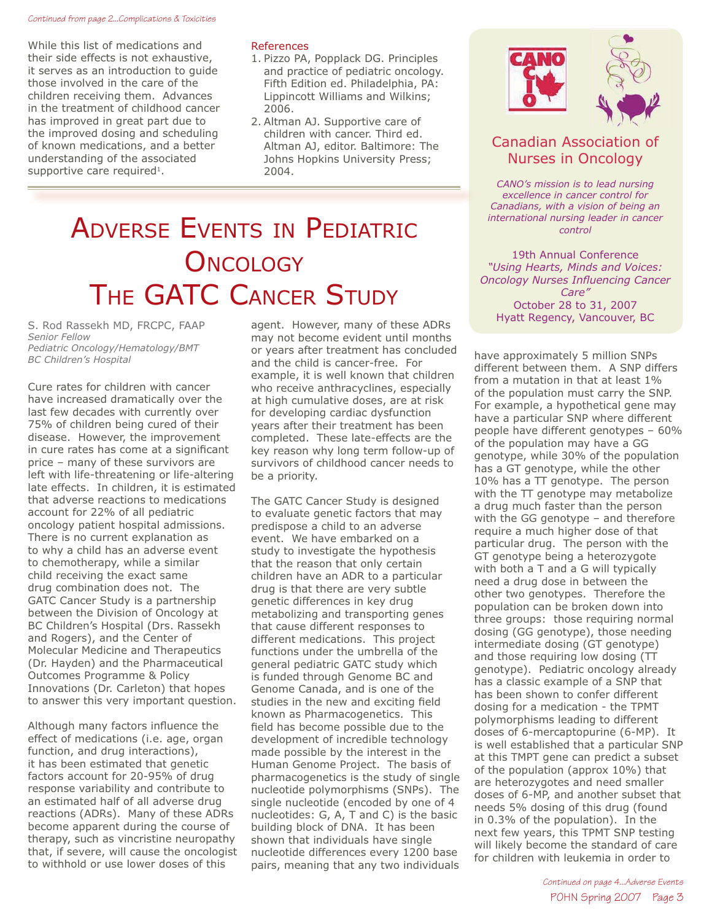*Continued from page 2...Complications & Toxicities*

While this list of medications and their side effects is not exhaustive, it serves as an introduction to guide those involved in the care of the children receiving them. Advances in the treatment of childhood cancer has improved in great part due to the improved dosing and scheduling of known medications, and a better understanding of the associated supportive care required[1].

References

1. Pizzo PA, Popplack DG. Principles and practice of pediatric oncology. Fifth Edition ed. Philadelphia, PA: Lippincott Williams and Wilkins; 2006.
2. Altman AJ. Supportive care of children with cancer. Third ed. Altman AJ, editor. Baltimore: The Johns Hopkins University Press; 2004.

## Canadian Association of Nurses in Oncology

*CANO's mission is to lead nursing excellence in cancer control for Canadians, with a vision of being an international nursing leader in cancer control*

19th Annual Conference
*"Using Hearts, Minds and Voices: Oncology Nurses Influencing Cancer Care"*
October 28 to 31, 2007
Hyatt Regency, Vancouver, BC

# Adverse Events in Pediatric Oncology The GATC Cancer Study

S. Rod Rassekh MD, FRCPC, FAAP
*Senior Fellow*
*Pediatric Oncology/Hematology/BMT*
*BC Children's Hospital*

Cure rates for children with cancer have increased dramatically over the last few decades with currently over 75% of children being cured of their disease. However, the improvement in cure rates has come at a significant price – many of these survivors are left with life-threatening or life-altering late effects. In children, it is estimated that adverse reactions to medications account for 22% of all pediatric oncology patient hospital admissions. There is no current explanation as to why a child has an adverse event to chemotherapy, while a similar child receiving the exact same drug combination does not. The GATC Cancer Study is a partnership between the Division of Oncology at BC Children's Hospital (Drs. Rassekh and Rogers), and the Center of Molecular Medicine and Therapeutics (Dr. Hayden) and the Pharmaceutical Outcomes Programme & Policy Innovations (Dr. Carleton) that hopes to answer this very important question.

Although many factors influence the effect of medications (i.e. age, organ function, and drug interactions), it has been estimated that genetic factors account for 20-95% of drug response variability and contribute to an estimated half of all adverse drug reactions (ADRs). Many of these ADRs become apparent during the course of therapy, such as vincristine neuropathy that, if severe, will cause the oncologist to withhold or use lower doses of this agent. However, many of these ADRs may not become evident until months or years after treatment has concluded and the child is cancer-free. For example, it is well known that children who receive anthracyclines, especially at high cumulative doses, are at risk for developing cardiac dysfunction years after their treatment has been completed. These late-effects are the key reason why long term follow-up of survivors of childhood cancer needs to be a priority.

The GATC Cancer Study is designed to evaluate genetic factors that may predispose a child to an adverse event. We have embarked on a study to investigate the hypothesis that the reason that only certain children have an ADR to a particular drug is that there are very subtle genetic differences in key drug metabolizing and transporting genes that cause different responses to different medications. This project functions under the umbrella of the general pediatric GATC study which is funded through Genome BC and Genome Canada, and is one of the studies in the new and exciting field known as Pharmacogenetics. This field has become possible due to the development of incredible technology made possible by the interest in the Human Genome Project. The basis of pharmacogenetics is the study of single nucleotide polymorphisms (SNPs). The single nucleotide (encoded by one of 4 nucleotides: G, A, T and C) is the basic building block of DNA. It has been shown that individuals have single nucleotide differences every 1200 base pairs, meaning that any two individuals have approximately 5 million SNPs different between them. A SNP differs from a mutation in that at least 1% of the population must carry the SNP. For example, a hypothetical gene may have a particular SNP where different people have different genotypes – 60% of the population may have a GG genotype, while 30% of the population has a GT genotype, while the other 10% has a TT genotype. The person with the TT genotype may metabolize a drug much faster than the person with the GG genotype – and therefore require a much higher dose of that particular drug. The person with the GT genotype being a heterozygote with both a T and a G will typically need a drug dose in between the other two genotypes. Therefore the population can be broken down into three groups: those requiring normal dosing (GG genotype), those needing intermediate dosing (GT genotype) and those requiring low dosing (TT genotype). Pediatric oncology already has a classic example of a SNP that has been shown to confer different dosing for a medication - the TPMT polymorphisms leading to different doses of 6-mercaptopurine (6-MP). It is well established that a particular SNP at this TMPT gene can predict a subset of the population (approx 10%) that are heterozygotes and need smaller doses of 6-MP, and another subset that needs 5% dosing of this drug (found in 0.3% of the population). In the next few years, this TPMT SNP testing will likely become the standard of care for children with leukemia in order to

*Continued on page 4...Adverse Events*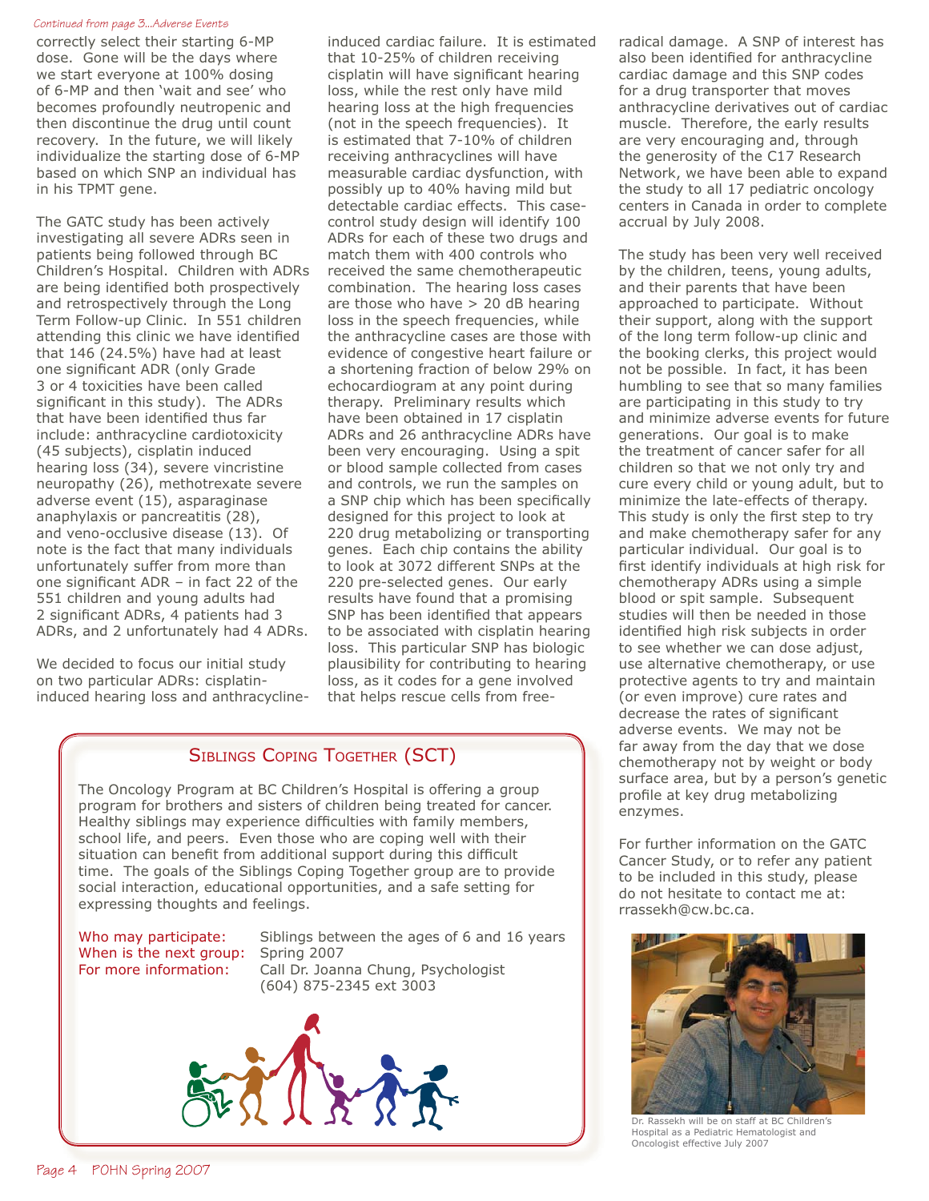*Continued from page 3...Adverse Events*

correctly select their starting 6-MP dose. Gone will be the days where we start everyone at 100% dosing of 6-MP and then 'wait and see' who becomes profoundly neutropenic and then discontinue the drug until count recovery. In the future, we will likely individualize the starting dose of 6-MP based on which SNP an individual has in his TPMT gene.

The GATC study has been actively investigating all severe ADRs seen in patients being followed through BC Children's Hospital. Children with ADRs are being identified both prospectively and retrospectively through the Long Term Follow-up Clinic. In 551 children attending this clinic we have identified that 146 (24.5%) have had at least one significant ADR (only Grade 3 or 4 toxicities have been called significant in this study). The ADRs that have been identified thus far include: anthracycline cardiotoxicity (45 subjects), cisplatin induced hearing loss (34), severe vincristine neuropathy (26), methotrexate severe adverse event (15), asparaginase anaphylaxis or pancreatitis (28), and veno-occlusive disease (13). Of note is the fact that many individuals unfortunately suffer from more than one significant ADR – in fact 22 of the 551 children and young adults had 2 significant ADRs, 4 patients had 3 ADRs, and 2 unfortunately had 4 ADRs.

We decided to focus our initial study on two particular ADRs: cisplatin-induced hearing loss and anthracycline-induced cardiac failure. It is estimated that 10-25% of children receiving cisplatin will have significant hearing loss, while the rest only have mild hearing loss at the high frequencies (not in the speech frequencies). It is estimated that 7-10% of children receiving anthracyclines will have measurable cardiac dysfunction, with possibly up to 40% having mild but detectable cardiac effects. This case-control study design will identify 100 ADRs for each of these two drugs and match them with 400 controls who received the same chemotherapeutic combination. The hearing loss cases are those who have > 20 dB hearing loss in the speech frequencies, while the anthracycline cases are those with evidence of congestive heart failure or a shortening fraction of below 29% on echocardiogram at any point during therapy. Preliminary results which have been obtained in 17 cisplatin ADRs and 26 anthracycline ADRs have been very encouraging. Using a spit or blood sample collected from cases and controls, we run the samples on a SNP chip which has been specifically designed for this project to look at 220 drug metabolizing or transporting genes. Each chip contains the ability to look at 3072 different SNPs at the 220 pre-selected genes. Our early results have found that a promising SNP has been identified that appears to be associated with cisplatin hearing loss. This particular SNP has biologic plausibility for contributing to hearing loss, as it codes for a gene involved that helps rescue cells from free-radical damage. A SNP of interest has also been identified for anthracycline cardiac damage and this SNP codes for a drug transporter that moves anthracycline derivatives out of cardiac muscle. Therefore, the early results are very encouraging and, through the generosity of the C17 Research Network, we have been able to expand the study to all 17 pediatric oncology centers in Canada in order to complete accrual by July 2008.

The study has been very well received by the children, teens, young adults, and their parents that have been approached to participate. Without their support, along with the support of the long term follow-up clinic and the booking clerks, this project would not be possible. In fact, it has been humbling to see that so many families are participating in this study to try and minimize adverse events for future generations. Our goal is to make the treatment of cancer safer for all children so that we not only try and cure every child or young adult, but to minimize the late-effects of therapy. This study is only the first step to try and make chemotherapy safer for any particular individual. Our goal is to first identify individuals at high risk for chemotherapy ADRs using a simple blood or spit sample. Subsequent studies will then be needed in those identified high risk subjects in order to see whether we can dose adjust, use alternative chemotherapy, or use protective agents to try and maintain (or even improve) cure rates and decrease the rates of significant adverse events. We may not be far away from the day that we dose chemotherapy not by weight or body surface area, but by a person's genetic profile at key drug metabolizing enzymes.

For further information on the GATC Cancer Study, or to refer any patient to be included in this study, please do not hesitate to contact me at: rrassekh@cw.bc.ca.

Dr. Rassekh will be on staff at BC Children's Hospital as a Pediatric Hematologist and Oncologist effective July 2007

## Siblings Coping Together (SCT)

The Oncology Program at BC Children's Hospital is offering a group program for brothers and sisters of children being treated for cancer. Healthy siblings may experience difficulties with family members, school life, and peers. Even those who are coping well with their situation can benefit from additional support during this difficult time. The goals of the Siblings Coping Together group are to provide social interaction, educational opportunities, and a safe setting for expressing thoughts and feelings.

Who may participate: Siblings between the ages of 6 and 16 years
When is the next group: Spring 2007
For more information: Call Dr. Joanna Chung, Psychologist (604) 875-2345 ext 3003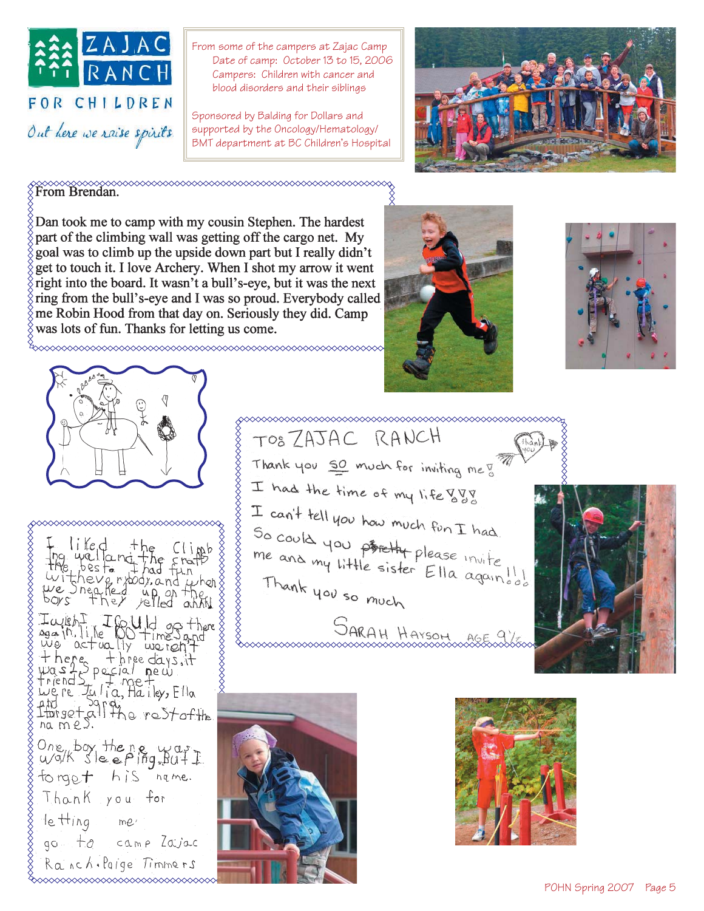ZAJAC RANCH FOR CHILDREN

*Out here we raise spirits*

From some of the campers at Zajac Camp
Date of camp: October 13 to 15, 2006
Campers: Children with cancer and blood disorders and their siblings

Sponsored by Balding for Dollars and supported by the Oncology/Hematology/BMT department at BC Children's Hospital

From Brendan.

Dan took me to camp with my cousin Stephen. The hardest part of the climbing wall was getting off the cargo net. My goal was to climb up the upside down part but I really didn't get to touch it. I love Archery. When I shot my arrow it went right into the board. It wasn't a bull's-eye, but it was the next ring from the bull's-eye and I was so proud. Everybody called me Robin Hood from that day on. Seriously they did. Camp was lots of fun. Thanks for letting us come.

TO: ZAJAC RANCH

Thank you so much for inviting me!

I had the time of my life!!!

I can't tell you how much fun I had.

So could you ~~pretty~~ please invite me and my little sister Ella again!!!

Thank you so much

SARAH HAYSOM AGE 9½

I liked the Climbing wall and the craft the best. I had fun with everybody, and when we sneaked up on the boys they yelled ahhh!

I wish I could go there again, like 100 times and we actually weren't there three days, it was special new friends I met were Julia, Hailey, Ella and Sara. I forget all the rest of the names.

One boy there was walk sleeping. But I forget his name.

Thank you for letting me go to camp Zajac Ranch. Paige Timmers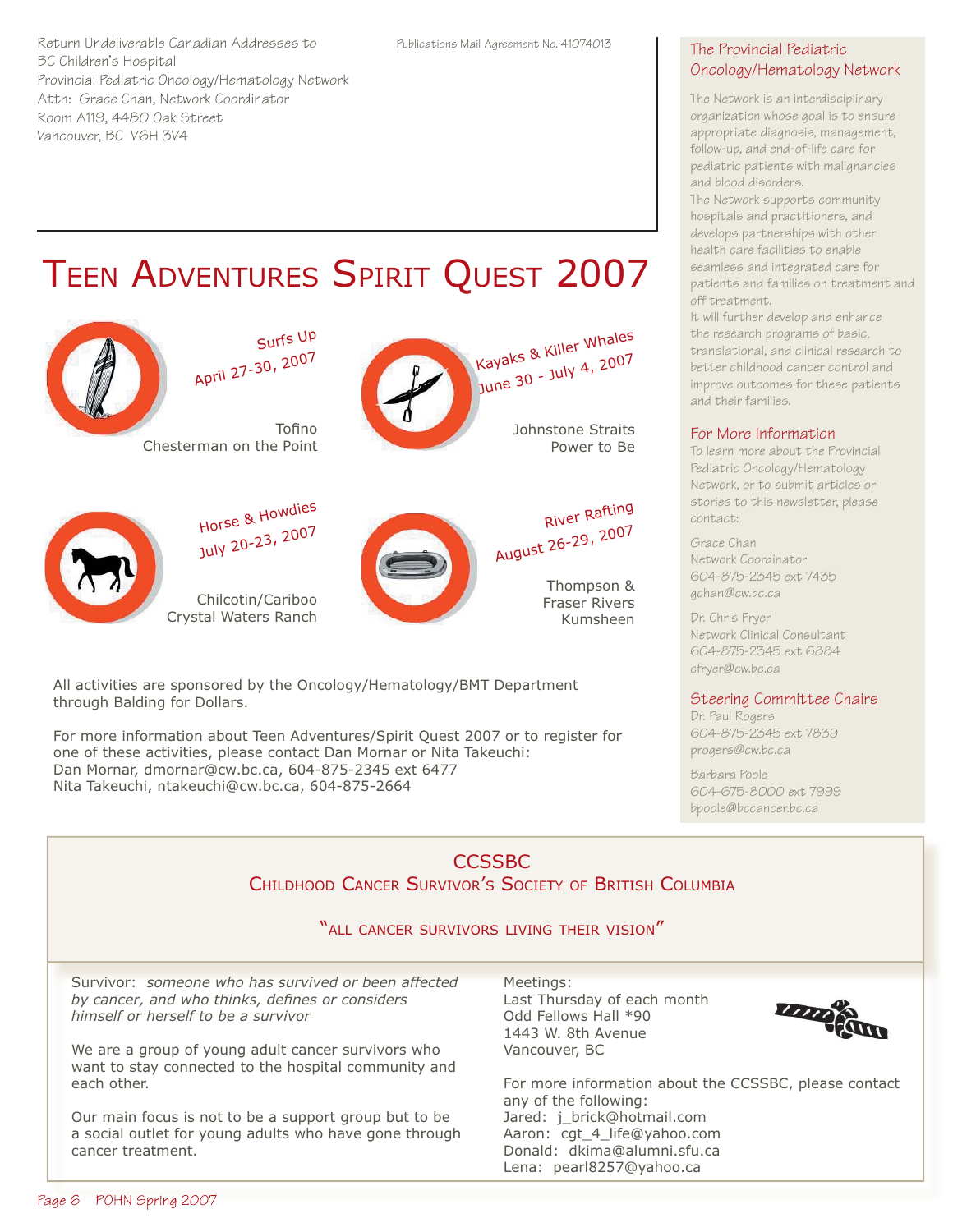Return Undeliverable Canadian Addresses to
BC Children's Hospital
Provincial Pediatric Oncology/Hematology Network
Attn: Grace Chan, Network Coordinator
Room A119, 4480 Oak Street
Vancouver, BC V6H 3V4

Publications Mail Agreement No. 41074013

# Teen Adventures Spirit Quest 2007

**Surfs Up**
April 27-30, 2007
Tofino
Chesterman on the Point

**Kayaks & Killer Whales**
June 30 - July 4, 2007
Johnstone Straits
Power to Be

**Horse & Howdies**
July 20-23, 2007
Chilcotin/Cariboo
Crystal Waters Ranch

**River Rafting**
August 26-29, 2007
Thompson &
Fraser Rivers
Kumsheen

All activities are sponsored by the Oncology/Hematology/BMT Department through Balding for Dollars.

For more information about Teen Adventures/Spirit Quest 2007 or to register for one of these activities, please contact Dan Mornar or Nita Takeuchi:
Dan Mornar, dmornar@cw.bc.ca, 604-875-2345 ext 6477
Nita Takeuchi, ntakeuchi@cw.bc.ca, 604-875-2664

## The Provincial Pediatric Oncology/Hematology Network

The Network is an interdisciplinary organization whose goal is to ensure appropriate diagnosis, management, follow-up, and end-of-life care for pediatric patients with malignancies and blood disorders.

The Network supports community hospitals and practitioners, and develops partnerships with other health care facilities to enable seamless and integrated care for patients and families on treatment and off treatment.

It will further develop and enhance the research programs of basic, translational, and clinical research to better childhood cancer control and improve outcomes for these patients and their families.

## For More Information

To learn more about the Provincial Pediatric Oncology/Hematology Network, or to submit articles or stories to this newsletter, please contact:

Grace Chan
Network Coordinator
604-875-2345 ext 7435
gchan@cw.bc.ca

Dr. Chris Fryer
Network Clinical Consultant
604-875-2345 ext 6884
cfryer@cw.bc.ca

## Steering Committee Chairs

Dr. Paul Rogers
604-875-2345 ext 7839
progers@cw.bc.ca

Barbara Poole
604-675-8000 ext 7999
bpoole@bccancer.bc.ca

## CCSSBC

### Childhood Cancer Survivor's Society of British Columbia

"all cancer survivors living their vision"

Survivor: *someone who has survived or been affected by cancer, and who thinks, defines or considers himself or herself to be a survivor*

We are a group of young adult cancer survivors who want to stay connected to the hospital community and each other.

Our main focus is not to be a support group but to be a social outlet for young adults who have gone through cancer treatment.

Meetings:
Last Thursday of each month
Odd Fellows Hall *90
1443 W. 8th Avenue
Vancouver, BC

For more information about the CCSSBC, please contact any of the following:
Jared: j_brick@hotmail.com
Aaron: cgt_4_life@yahoo.com
Donald: dkima@alumni.sfu.ca
Lena: pearl8257@yahoo.ca